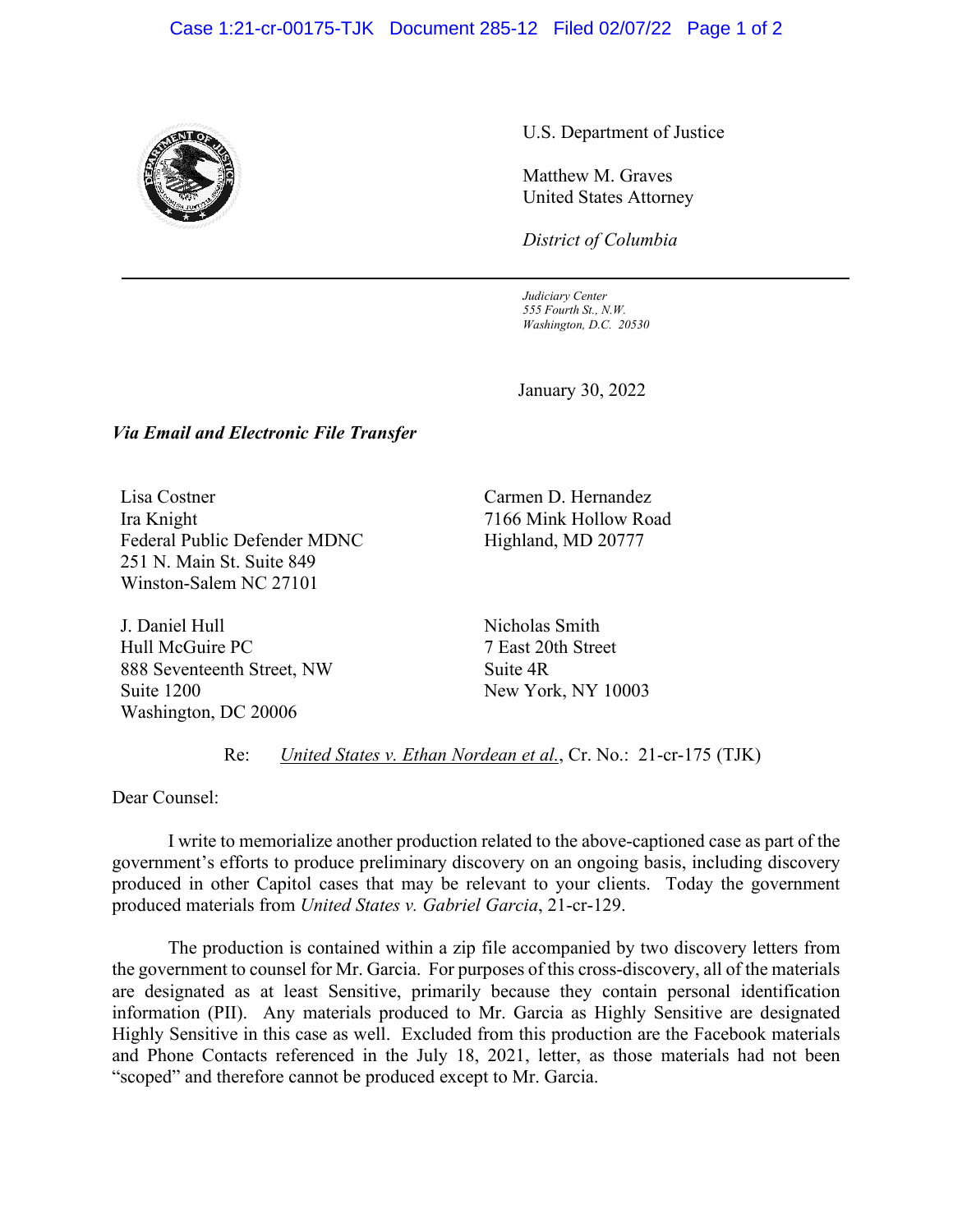U.S. Department of Justice

Matthew M. Graves
United States Attorney

*District of Columbia*

---

*Judiciary Center*
*555 Fourth St., N.W.*
*Washington, D.C. 20530*

January 30, 2022

***Via Email and Electronic File Transfer***

Lisa Costner
Ira Knight
Federal Public Defender MDNC
251 N. Main St. Suite 849
Winston-Salem NC 27101

Carmen D. Hernandez
7166 Mink Hollow Road
Highland, MD 20777

J. Daniel Hull
Hull McGuire PC
888 Seventeenth Street, NW
Suite 1200
Washington, DC 20006

Nicholas Smith
7 East 20th Street
Suite 4R
New York, NY 10003

Re: *United States v. Ethan Nordean et al.*, Cr. No.: 21-cr-175 (TJK)

Dear Counsel:

I write to memorialize another production related to the above-captioned case as part of the government's efforts to produce preliminary discovery on an ongoing basis, including discovery produced in other Capitol cases that may be relevant to your clients. Today the government produced materials from *United States v. Gabriel Garcia*, 21-cr-129.

The production is contained within a zip file accompanied by two discovery letters from the government to counsel for Mr. Garcia. For purposes of this cross-discovery, all of the materials are designated as at least Sensitive, primarily because they contain personal identification information (PII). Any materials produced to Mr. Garcia as Highly Sensitive are designated Highly Sensitive in this case as well. Excluded from this production are the Facebook materials and Phone Contacts referenced in the July 18, 2021, letter, as those materials had not been "scoped" and therefore cannot be produced except to Mr. Garcia.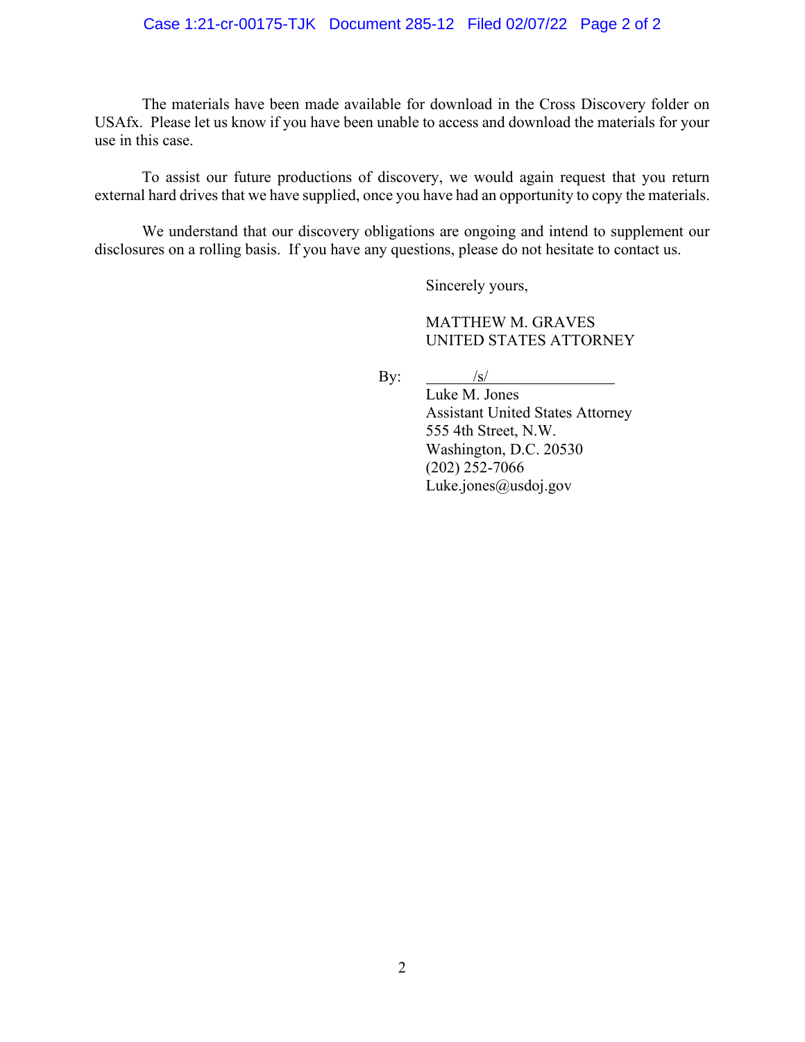The materials have been made available for download in the Cross Discovery folder on USAfx. Please let us know if you have been unable to access and download the materials for your use in this case.

To assist our future productions of discovery, we would again request that you return external hard drives that we have supplied, once you have had an opportunity to copy the materials.

We understand that our discovery obligations are ongoing and intend to supplement our disclosures on a rolling basis. If you have any questions, please do not hesitate to contact us.

Sincerely yours,

MATTHEW M. GRAVES
UNITED STATES ATTORNEY

By: /s/
Luke M. Jones
Assistant United States Attorney
555 4th Street, N.W.
Washington, D.C. 20530
(202) 252-7066
Luke.jones@usdoj.gov